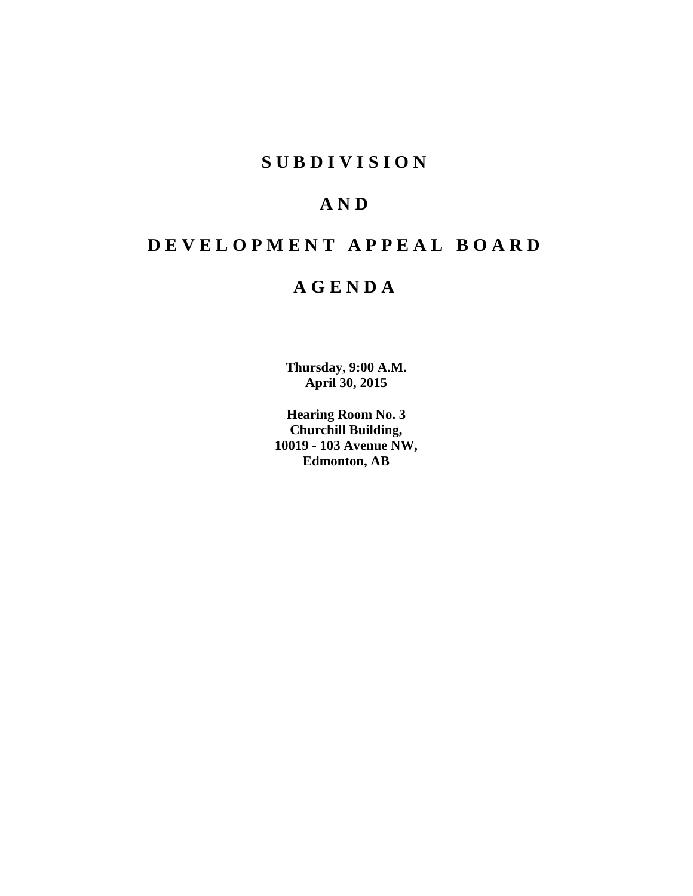# SUBDIVISION

# AND

# DEVELOPMENT APPEAL BOARD

# AGENDA

**Thursday, 9:00 A.M.**
**April 30, 2015**

**Hearing Room No. 3**
**Churchill Building,**
**10019 - 103 Avenue NW,**
**Edmonton, AB**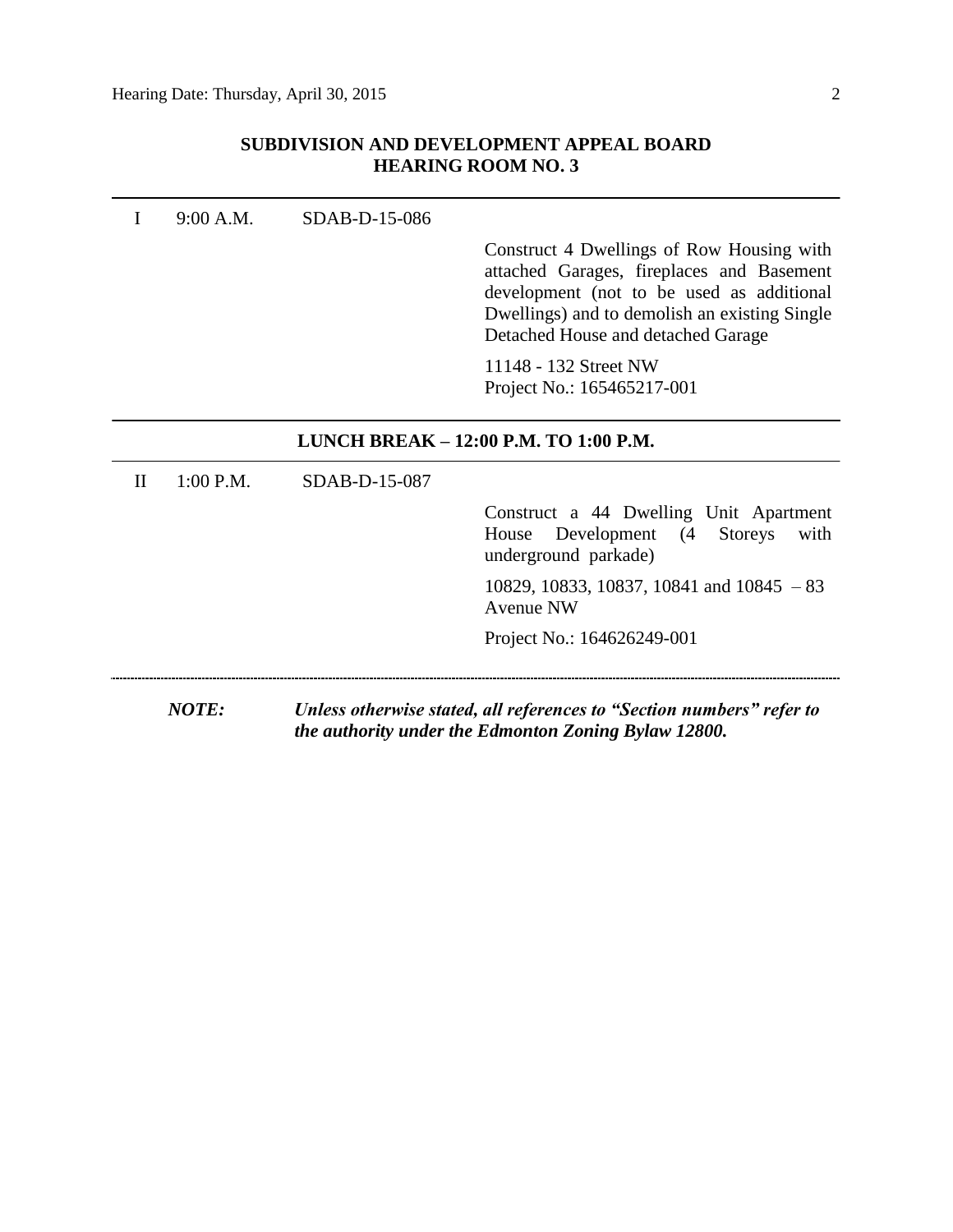## SUBDIVISION AND DEVELOPMENT APPEAL BOARD
## HEARING ROOM NO. 3

---

| | | | |
|---|---|---|---|
| I | 9:00 A.M. | SDAB-D-15-086 | |
| | | | Construct 4 Dwellings of Row Housing with attached Garages, fireplaces and Basement development (not to be used as additional Dwellings) and to demolish an existing Single Detached House and detached Garage |
| | | | 11148 - 132 Street NW<br>Project No.: 165465217-001 |

---

**LUNCH BREAK – 12:00 P.M. TO 1:00 P.M.**

---

| | | | |
|---|---|---|---|
| II | 1:00 P.M. | SDAB-D-15-087 | |
| | | | Construct a 44 Dwelling Unit Apartment House Development (4 Storeys with underground parkade) |
| | | | 10829, 10833, 10837, 10841 and 10845 – 83 Avenue NW |
| | | | Project No.: 164626249-001 |

---

***NOTE:*** ***Unless otherwise stated, all references to "Section numbers" refer to the authority under the Edmonton Zoning Bylaw 12800.***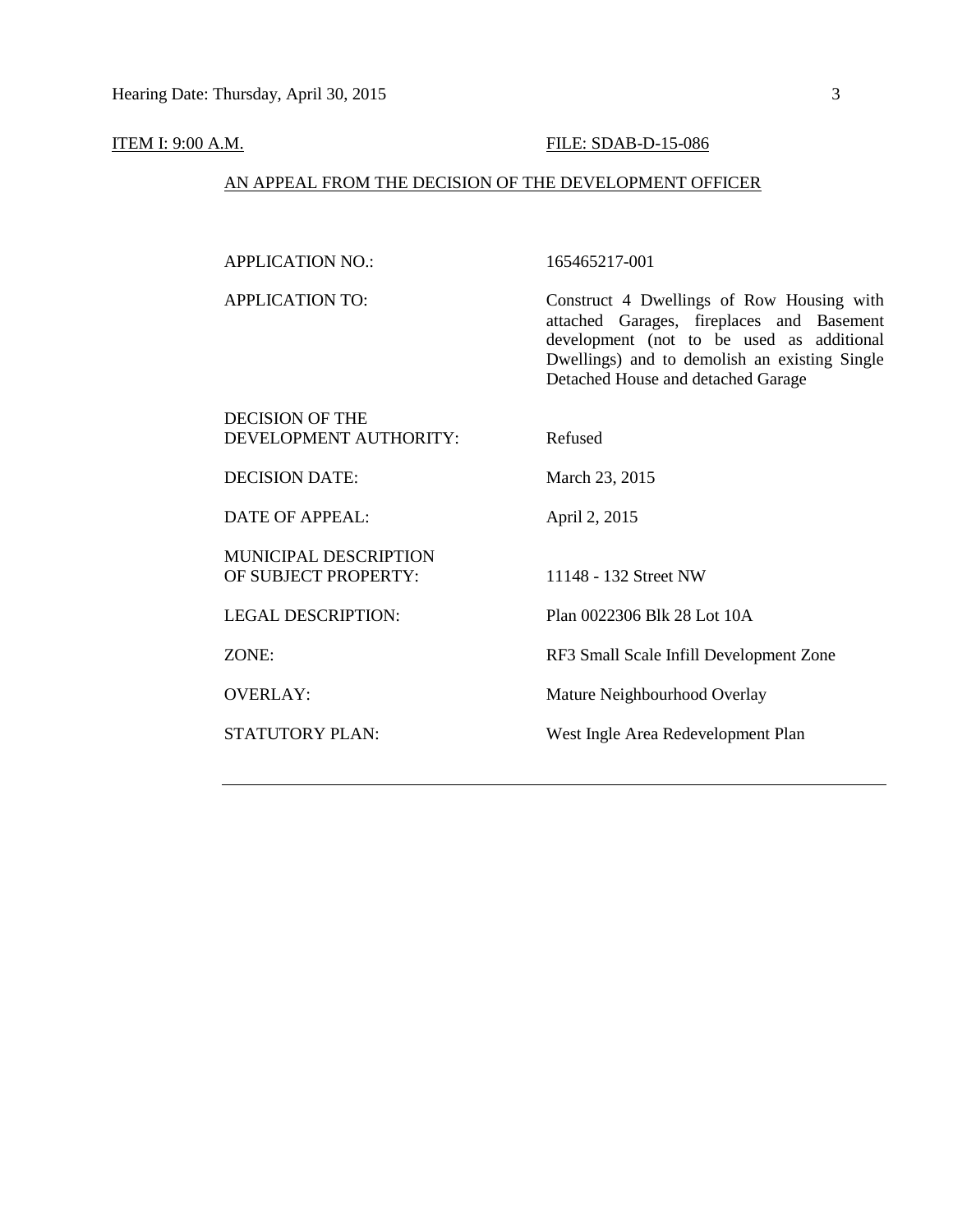ITEM I: 9:00 A.M. FILE: SDAB-D-15-086

AN APPEAL FROM THE DECISION OF THE DEVELOPMENT OFFICER

| | |
|---|---|
| APPLICATION NO.: | 165465217-001 |
| APPLICATION TO: | Construct 4 Dwellings of Row Housing with attached Garages, fireplaces and Basement development (not to be used as additional Dwellings) and to demolish an existing Single Detached House and detached Garage |
| DECISION OF THE DEVELOPMENT AUTHORITY: | Refused |
| DECISION DATE: | March 23, 2015 |
| DATE OF APPEAL: | April 2, 2015 |
| MUNICIPAL DESCRIPTION OF SUBJECT PROPERTY: | 11148 - 132 Street NW |
| LEGAL DESCRIPTION: | Plan 0022306 Blk 28 Lot 10A |
| ZONE: | RF3 Small Scale Infill Development Zone |
| OVERLAY: | Mature Neighbourhood Overlay |
| STATUTORY PLAN: | West Ingle Area Redevelopment Plan |

---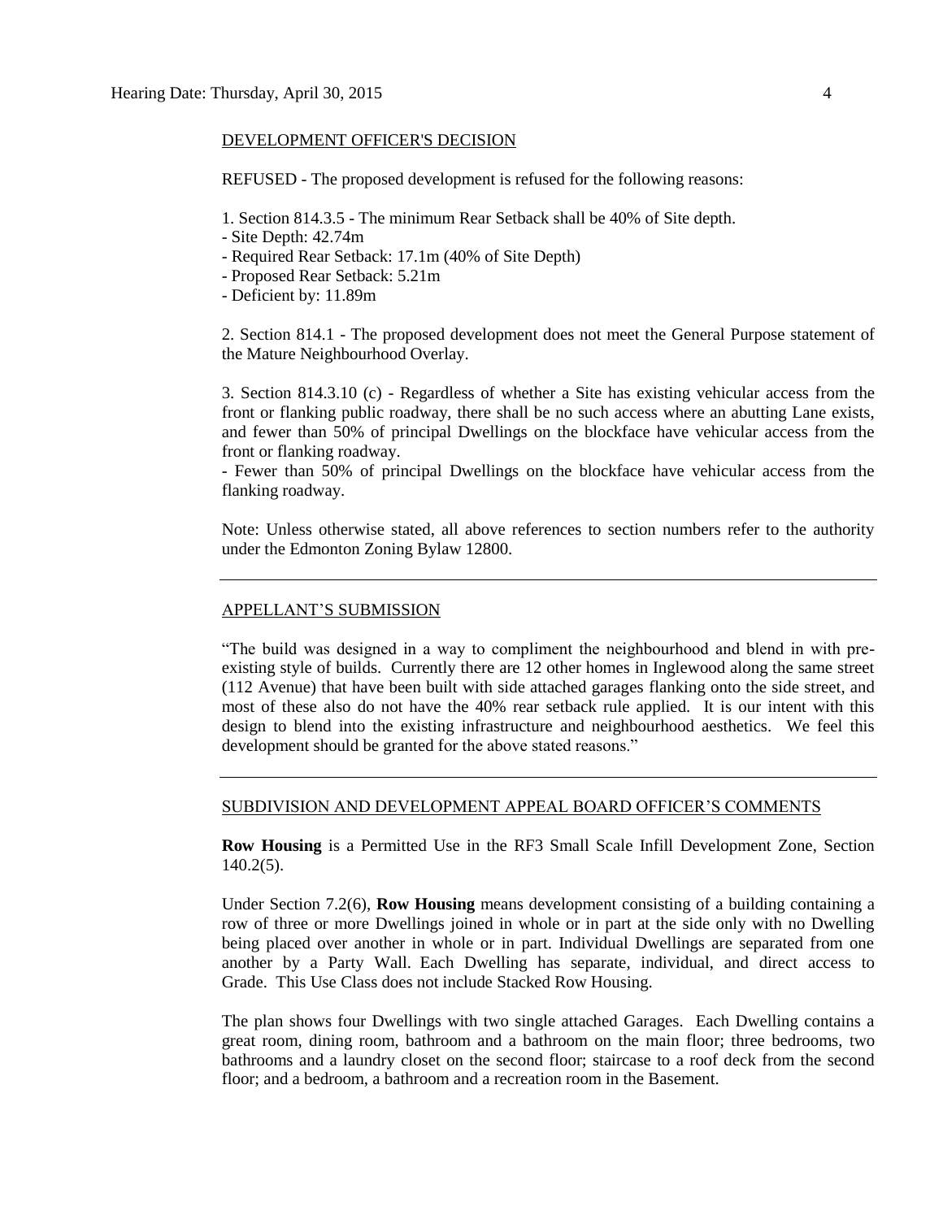DEVELOPMENT OFFICER'S DECISION

REFUSED - The proposed development is refused for the following reasons:

1. Section 814.3.5 - The minimum Rear Setback shall be 40% of Site depth.
- Site Depth: 42.74m
- Required Rear Setback: 17.1m (40% of Site Depth)
- Proposed Rear Setback: 5.21m
- Deficient by: 11.89m

2. Section 814.1 - The proposed development does not meet the General Purpose statement of the Mature Neighbourhood Overlay.

3. Section 814.3.10 (c) - Regardless of whether a Site has existing vehicular access from the front or flanking public roadway, there shall be no such access where an abutting Lane exists, and fewer than 50% of principal Dwellings on the blockface have vehicular access from the front or flanking roadway.
- Fewer than 50% of principal Dwellings on the blockface have vehicular access from the flanking roadway.

Note: Unless otherwise stated, all above references to section numbers refer to the authority under the Edmonton Zoning Bylaw 12800.

---

APPELLANT'S SUBMISSION

"The build was designed in a way to compliment the neighbourhood and blend in with pre-existing style of builds. Currently there are 12 other homes in Inglewood along the same street (112 Avenue) that have been built with side attached garages flanking onto the side street, and most of these also do not have the 40% rear setback rule applied. It is our intent with this design to blend into the existing infrastructure and neighbourhood aesthetics. We feel this development should be granted for the above stated reasons."

---

SUBDIVISION AND DEVELOPMENT APPEAL BOARD OFFICER'S COMMENTS

**Row Housing** is a Permitted Use in the RF3 Small Scale Infill Development Zone, Section 140.2(5).

Under Section 7.2(6), **Row Housing** means development consisting of a building containing a row of three or more Dwellings joined in whole or in part at the side only with no Dwelling being placed over another in whole or in part. Individual Dwellings are separated from one another by a Party Wall. Each Dwelling has separate, individual, and direct access to Grade. This Use Class does not include Stacked Row Housing.

The plan shows four Dwellings with two single attached Garages. Each Dwelling contains a great room, dining room, bathroom and a bathroom on the main floor; three bedrooms, two bathrooms and a laundry closet on the second floor; staircase to a roof deck from the second floor; and a bedroom, a bathroom and a recreation room in the Basement.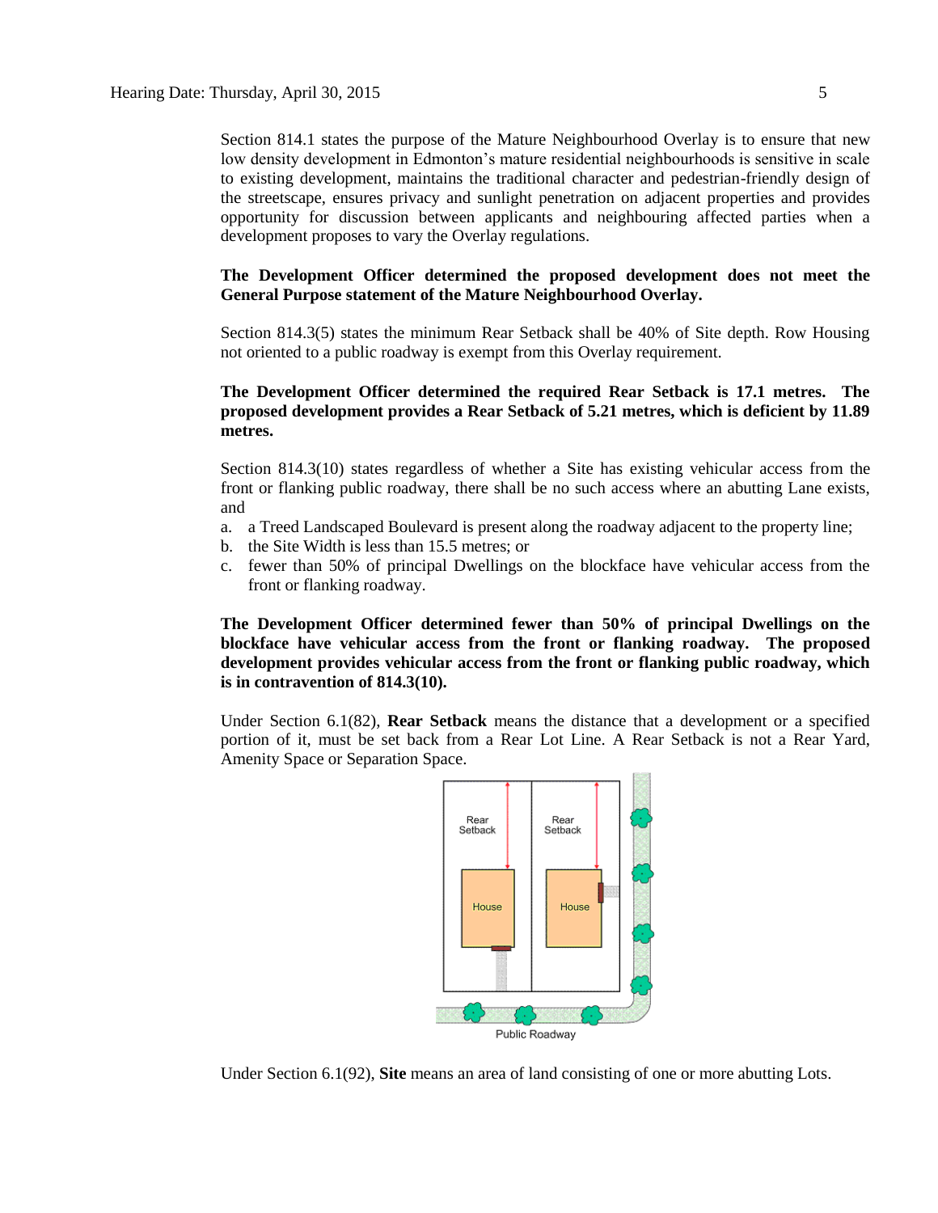Section 814.1 states the purpose of the Mature Neighbourhood Overlay is to ensure that new low density development in Edmonton's mature residential neighbourhoods is sensitive in scale to existing development, maintains the traditional character and pedestrian-friendly design of the streetscape, ensures privacy and sunlight penetration on adjacent properties and provides opportunity for discussion between applicants and neighbouring affected parties when a development proposes to vary the Overlay regulations.

**The Development Officer determined the proposed development does not meet the General Purpose statement of the Mature Neighbourhood Overlay.**

Section 814.3(5) states the minimum Rear Setback shall be 40% of Site depth. Row Housing not oriented to a public roadway is exempt from this Overlay requirement.

**The Development Officer determined the required Rear Setback is 17.1 metres. The proposed development provides a Rear Setback of 5.21 metres, which is deficient by 11.89 metres.**

Section 814.3(10) states regardless of whether a Site has existing vehicular access from the front or flanking public roadway, there shall be no such access where an abutting Lane exists, and

a. a Treed Landscaped Boulevard is present along the roadway adjacent to the property line;
b. the Site Width is less than 15.5 metres; or
c. fewer than 50% of principal Dwellings on the blockface have vehicular access from the front or flanking roadway.

**The Development Officer determined fewer than 50% of principal Dwellings on the blockface have vehicular access from the front or flanking roadway. The proposed development provides vehicular access from the front or flanking public roadway, which is in contravention of 814.3(10).**

Under Section 6.1(82), **Rear Setback** means the distance that a development or a specified portion of it, must be set back from a Rear Lot Line. A Rear Setback is not a Rear Yard, Amenity Space or Separation Space.

Under Section 6.1(92), **Site** means an area of land consisting of one or more abutting Lots.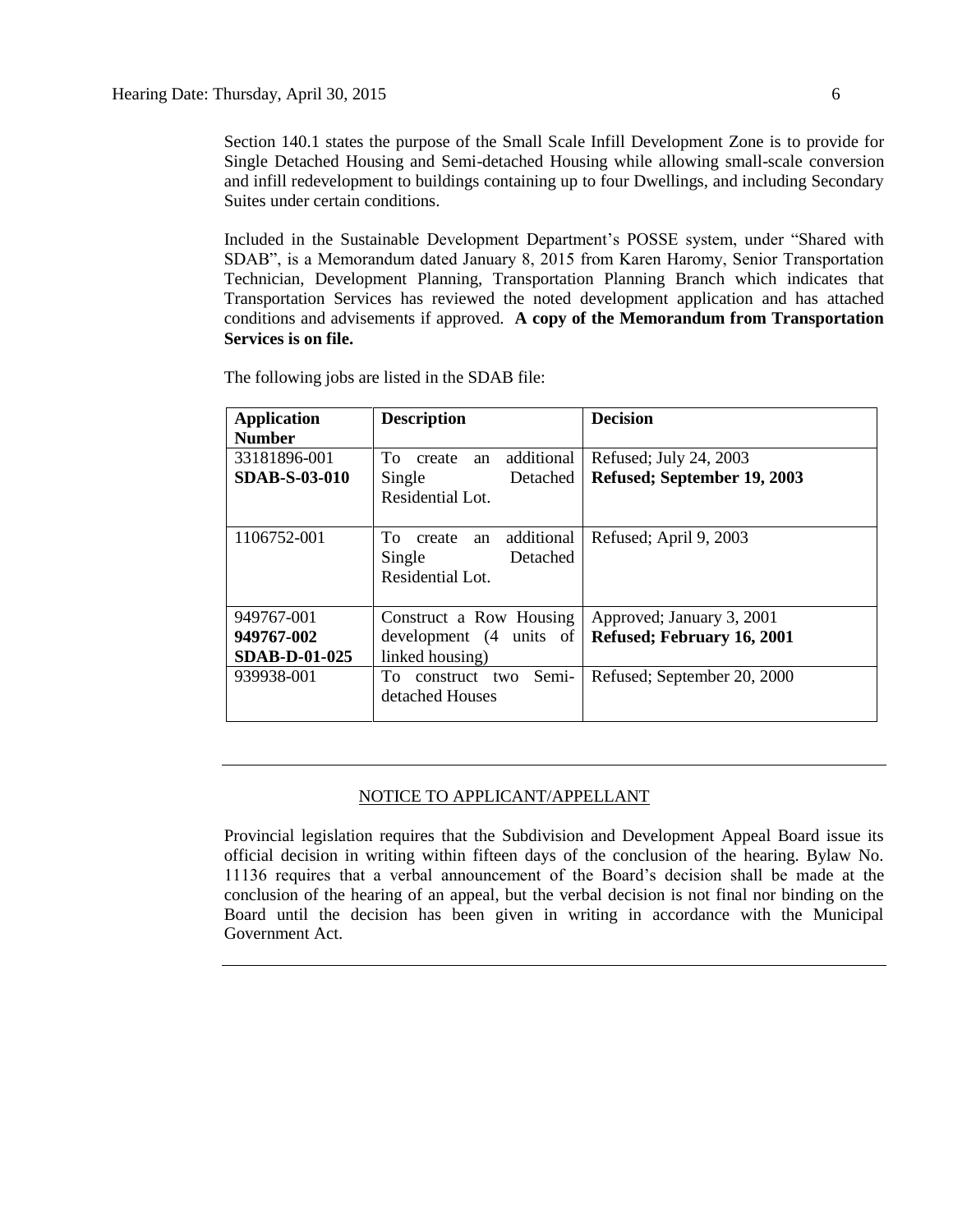Section 140.1 states the purpose of the Small Scale Infill Development Zone is to provide for Single Detached Housing and Semi-detached Housing while allowing small-scale conversion and infill redevelopment to buildings containing up to four Dwellings, and including Secondary Suites under certain conditions.

Included in the Sustainable Development Department's POSSE system, under "Shared with SDAB", is a Memorandum dated January 8, 2015 from Karen Haromy, Senior Transportation Technician, Development Planning, Transportation Planning Branch which indicates that Transportation Services has reviewed the noted development application and has attached conditions and advisements if approved. **A copy of the Memorandum from Transportation Services is on file.**

The following jobs are listed in the SDAB file:

| **Application Number** | **Description** | **Decision** |
|---|---|---|
| 33181896-001<br>**SDAB-S-03-010** | To create an additional Single Detached Residential Lot. | Refused; July 24, 2003<br>**Refused; September 19, 2003** |
| 1106752-001 | To create an additional Single Detached Residential Lot. | Refused; April 9, 2003 |
| 949767-001<br>**949767-002**<br>**SDAB-D-01-025** | Construct a Row Housing development (4 units of linked housing) | Approved; January 3, 2001<br>**Refused; February 16, 2001** |
| 939938-001 | To construct two Semi-detached Houses | Refused; September 20, 2000 |

---

NOTICE TO APPLICANT/APPELLANT

Provincial legislation requires that the Subdivision and Development Appeal Board issue its official decision in writing within fifteen days of the conclusion of the hearing. Bylaw No. 11136 requires that a verbal announcement of the Board's decision shall be made at the conclusion of the hearing of an appeal, but the verbal decision is not final nor binding on the Board until the decision has been given in writing in accordance with the Municipal Government Act.

---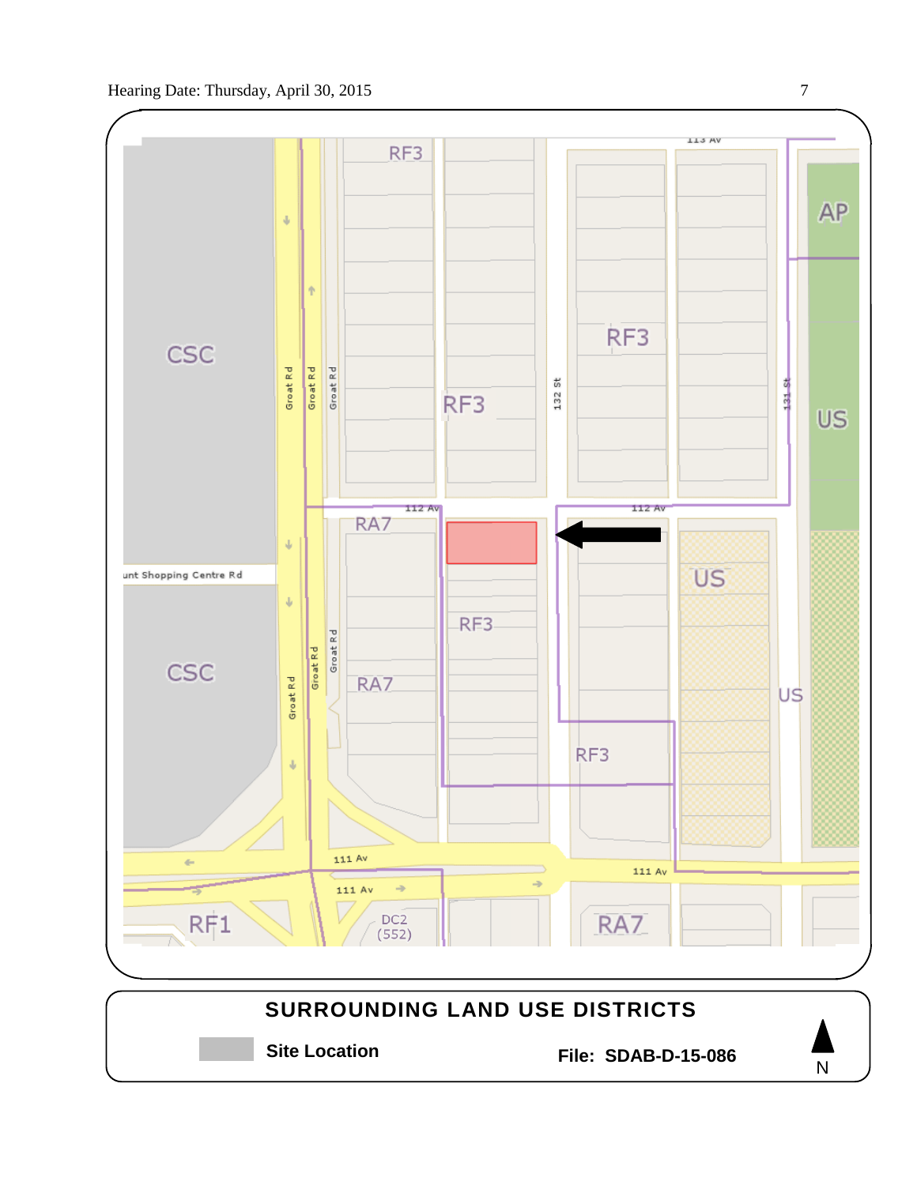CSC

CSC

RF3

RF3

RF3

AP

US

RA7

RA7

RF3

RF3

US

US

RA7

RF1

DC2 (552)

Groat Rd

132 St

131 St

113 Av

112 Av

111 Av

unt Shopping Centre Rd

**SURROUNDING LAND USE DISTRICTS**

**Site Location** **File: SDAB-D-15-086**

N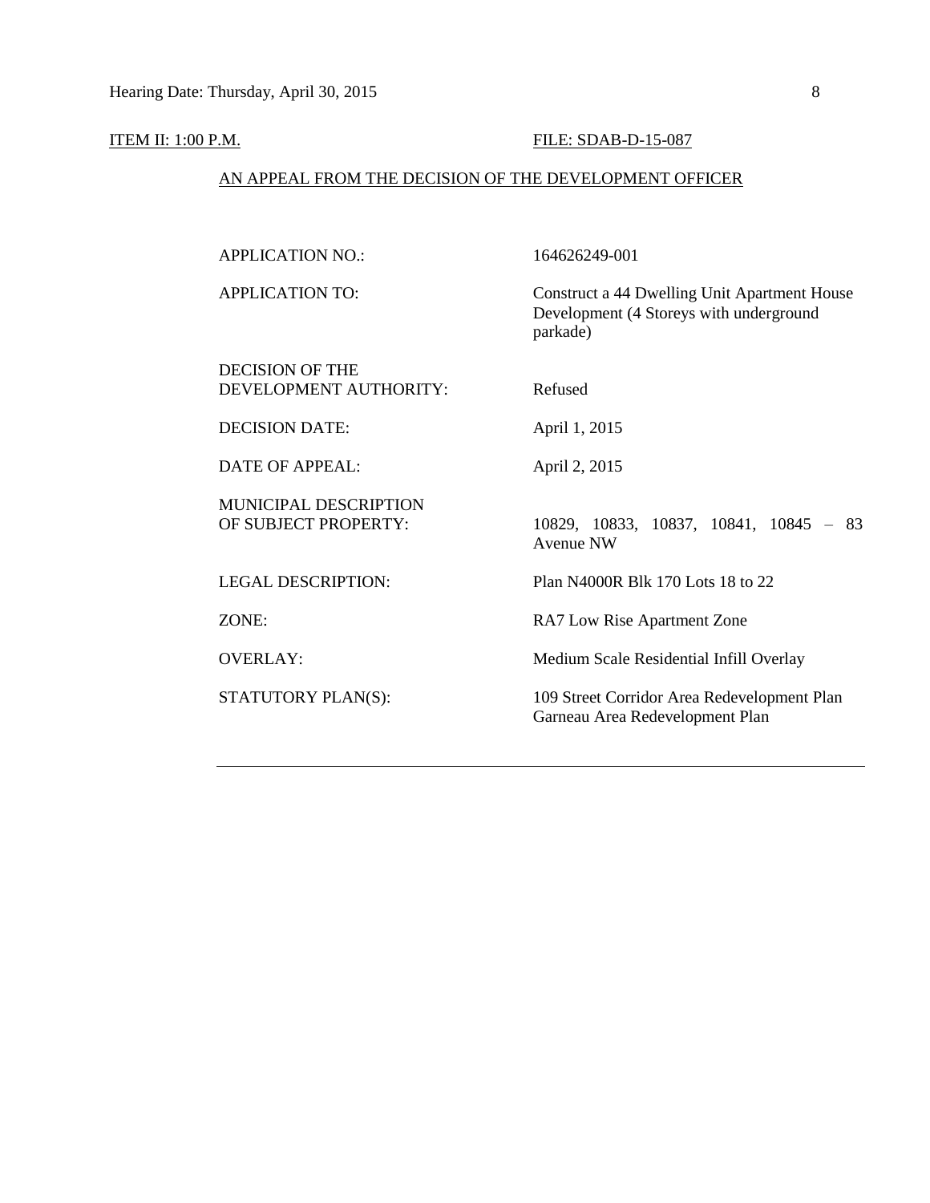ITEM II: 1:00 P.M. FILE: SDAB-D-15-087

## AN APPEAL FROM THE DECISION OF THE DEVELOPMENT OFFICER

| | |
|---|---|
| APPLICATION NO.: | 164626249-001 |
| APPLICATION TO: | Construct a 44 Dwelling Unit Apartment House Development (4 Storeys with underground parkade) |
| DECISION OF THE DEVELOPMENT AUTHORITY: | Refused |
| DECISION DATE: | April 1, 2015 |
| DATE OF APPEAL: | April 2, 2015 |
| MUNICIPAL DESCRIPTION OF SUBJECT PROPERTY: | 10829, 10833, 10837, 10841, 10845 – 83 Avenue NW |
| LEGAL DESCRIPTION: | Plan N4000R Blk 170 Lots 18 to 22 |
| ZONE: | RA7 Low Rise Apartment Zone |
| OVERLAY: | Medium Scale Residential Infill Overlay |
| STATUTORY PLAN(S): | 109 Street Corridor Area Redevelopment Plan<br>Garneau Area Redevelopment Plan |

---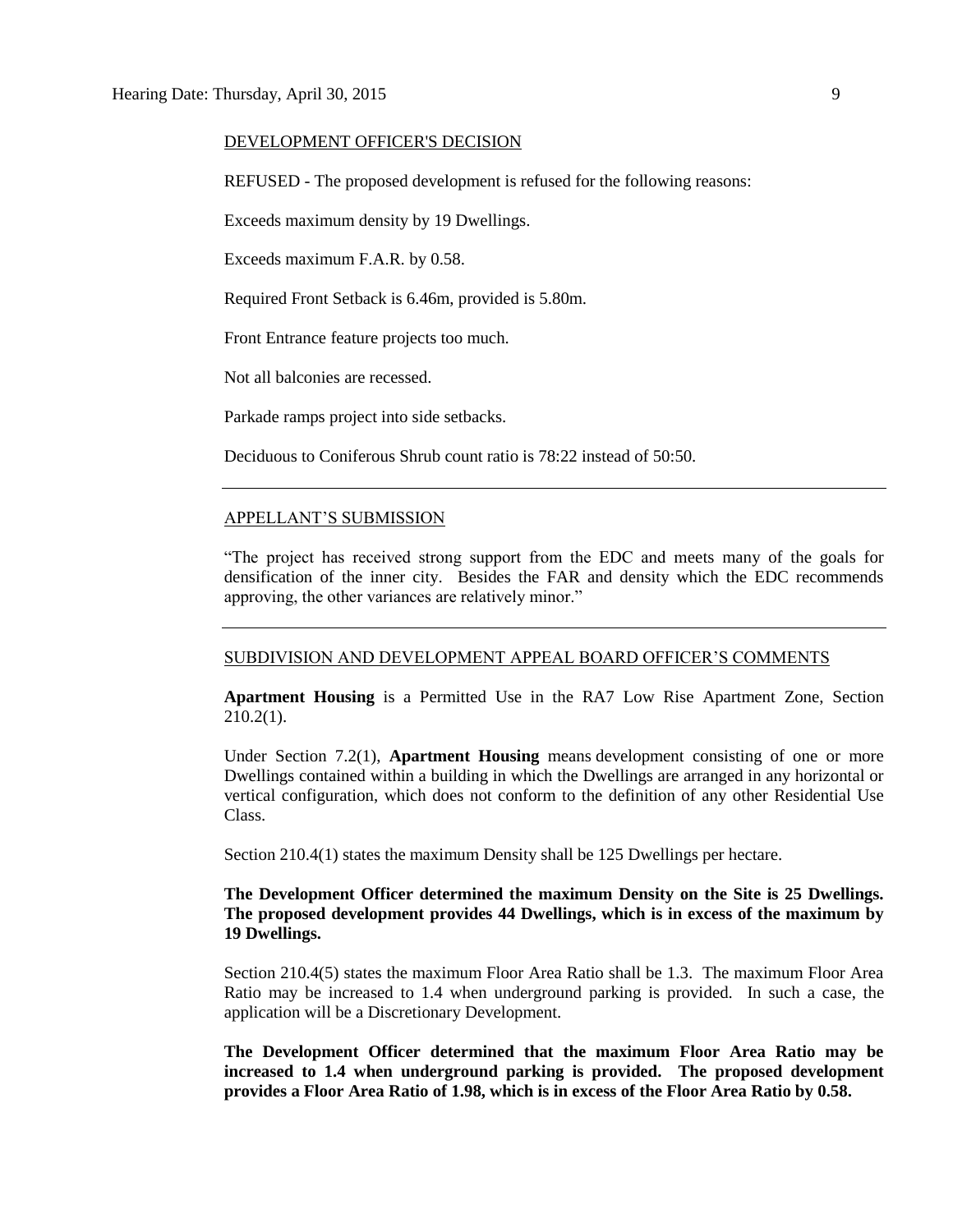DEVELOPMENT OFFICER'S DECISION

REFUSED - The proposed development is refused for the following reasons:

Exceeds maximum density by 19 Dwellings.

Exceeds maximum F.A.R. by 0.58.

Required Front Setback is 6.46m, provided is 5.80m.

Front Entrance feature projects too much.

Not all balconies are recessed.

Parkade ramps project into side setbacks.

Deciduous to Coniferous Shrub count ratio is 78:22 instead of 50:50.

---

APPELLANT'S SUBMISSION

"The project has received strong support from the EDC and meets many of the goals for densification of the inner city. Besides the FAR and density which the EDC recommends approving, the other variances are relatively minor."

---

SUBDIVISION AND DEVELOPMENT APPEAL BOARD OFFICER'S COMMENTS

**Apartment Housing** is a Permitted Use in the RA7 Low Rise Apartment Zone, Section 210.2(1).

Under Section 7.2(1), **Apartment Housing** means development consisting of one or more Dwellings contained within a building in which the Dwellings are arranged in any horizontal or vertical configuration, which does not conform to the definition of any other Residential Use Class.

Section 210.4(1) states the maximum Density shall be 125 Dwellings per hectare.

**The Development Officer determined the maximum Density on the Site is 25 Dwellings. The proposed development provides 44 Dwellings, which is in excess of the maximum by 19 Dwellings.**

Section 210.4(5) states the maximum Floor Area Ratio shall be 1.3. The maximum Floor Area Ratio may be increased to 1.4 when underground parking is provided. In such a case, the application will be a Discretionary Development.

**The Development Officer determined that the maximum Floor Area Ratio may be increased to 1.4 when underground parking is provided. The proposed development provides a Floor Area Ratio of 1.98, which is in excess of the Floor Area Ratio by 0.58.**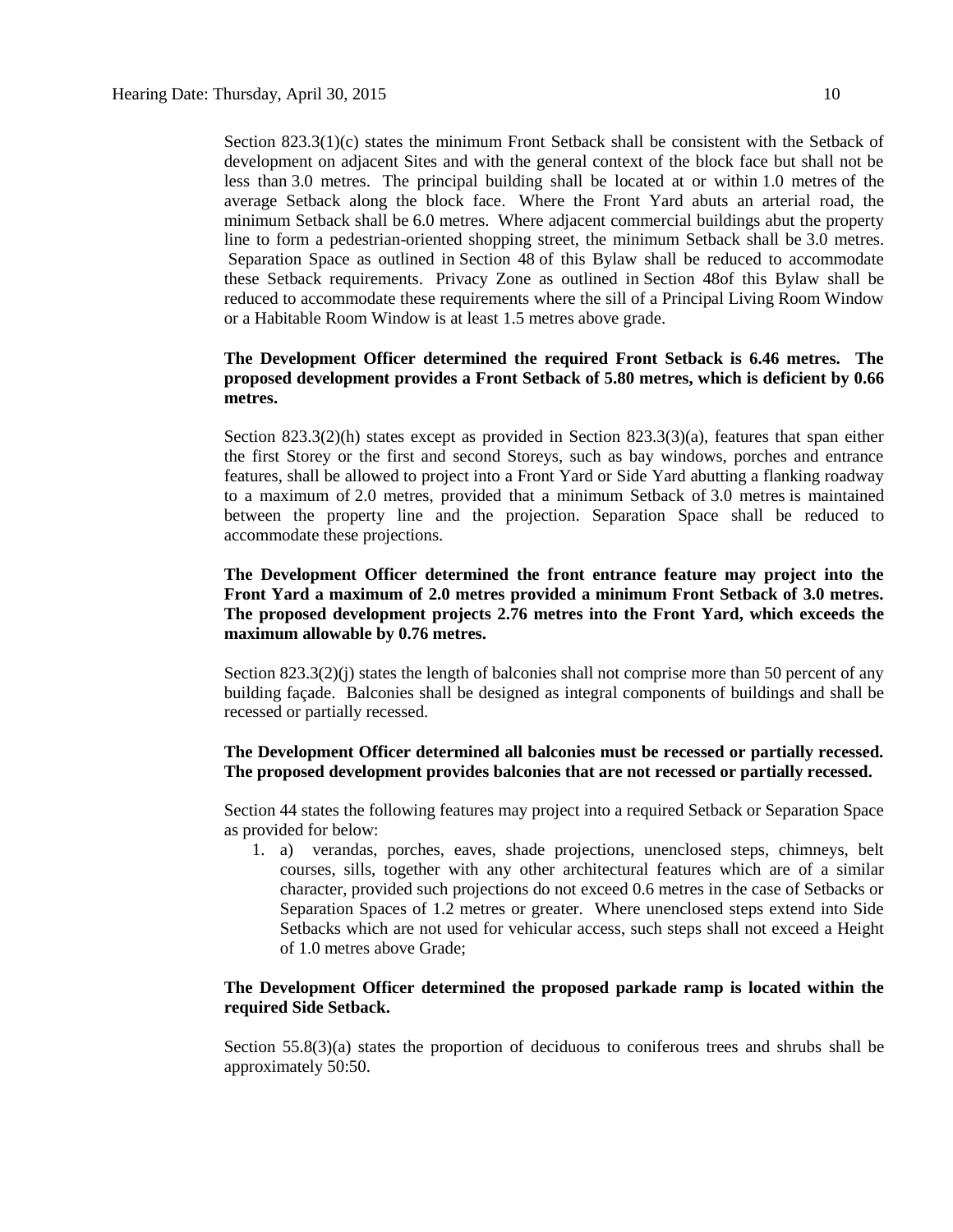Section 823.3(1)(c) states the minimum Front Setback shall be consistent with the Setback of development on adjacent Sites and with the general context of the block face but shall not be less than 3.0 metres. The principal building shall be located at or within 1.0 metres of the average Setback along the block face. Where the Front Yard abuts an arterial road, the minimum Setback shall be 6.0 metres. Where adjacent commercial buildings abut the property line to form a pedestrian-oriented shopping street, the minimum Setback shall be 3.0 metres. Separation Space as outlined in Section 48 of this Bylaw shall be reduced to accommodate these Setback requirements. Privacy Zone as outlined in Section 48of this Bylaw shall be reduced to accommodate these requirements where the sill of a Principal Living Room Window or a Habitable Room Window is at least 1.5 metres above grade.

**The Development Officer determined the required Front Setback is 6.46 metres. The proposed development provides a Front Setback of 5.80 metres, which is deficient by 0.66 metres.**

Section 823.3(2)(h) states except as provided in Section 823.3(3)(a), features that span either the first Storey or the first and second Storeys, such as bay windows, porches and entrance features, shall be allowed to project into a Front Yard or Side Yard abutting a flanking roadway to a maximum of 2.0 metres, provided that a minimum Setback of 3.0 metres is maintained between the property line and the projection. Separation Space shall be reduced to accommodate these projections.

**The Development Officer determined the front entrance feature may project into the Front Yard a maximum of 2.0 metres provided a minimum Front Setback of 3.0 metres. The proposed development projects 2.76 metres into the Front Yard, which exceeds the maximum allowable by 0.76 metres.**

Section 823.3(2)(j) states the length of balconies shall not comprise more than 50 percent of any building façade. Balconies shall be designed as integral components of buildings and shall be recessed or partially recessed.

**The Development Officer determined all balconies must be recessed or partially recessed. The proposed development provides balconies that are not recessed or partially recessed.**

Section 44 states the following features may project into a required Setback or Separation Space as provided for below:

1. a) verandas, porches, eaves, shade projections, unenclosed steps, chimneys, belt courses, sills, together with any other architectural features which are of a similar character, provided such projections do not exceed 0.6 metres in the case of Setbacks or Separation Spaces of 1.2 metres or greater. Where unenclosed steps extend into Side Setbacks which are not used for vehicular access, such steps shall not exceed a Height of 1.0 metres above Grade;

**The Development Officer determined the proposed parkade ramp is located within the required Side Setback.**

Section 55.8(3)(a) states the proportion of deciduous to coniferous trees and shrubs shall be approximately 50:50.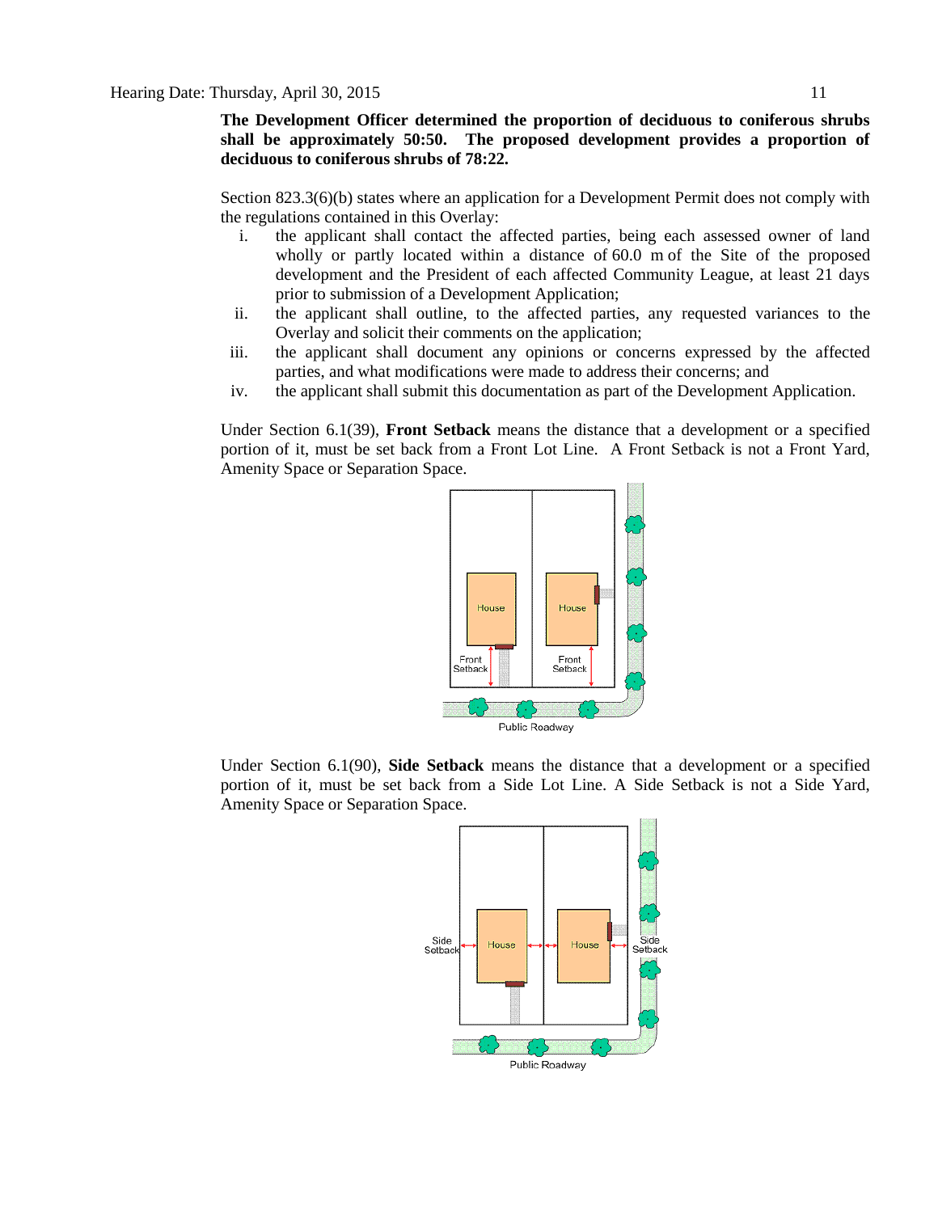**The Development Officer determined the proportion of deciduous to coniferous shrubs shall be approximately 50:50. The proposed development provides a proportion of deciduous to coniferous shrubs of 78:22.**

Section 823.3(6)(b) states where an application for a Development Permit does not comply with the regulations contained in this Overlay:

i. the applicant shall contact the affected parties, being each assessed owner of land wholly or partly located within a distance of 60.0 m of the Site of the proposed development and the President of each affected Community League, at least 21 days prior to submission of a Development Application;

ii. the applicant shall outline, to the affected parties, any requested variances to the Overlay and solicit their comments on the application;

iii. the applicant shall document any opinions or concerns expressed by the affected parties, and what modifications were made to address their concerns; and

iv. the applicant shall submit this documentation as part of the Development Application.

Under Section 6.1(39), **Front Setback** means the distance that a development or a specified portion of it, must be set back from a Front Lot Line. A Front Setback is not a Front Yard, Amenity Space or Separation Space.

Under Section 6.1(90), **Side Setback** means the distance that a development or a specified portion of it, must be set back from a Side Lot Line. A Side Setback is not a Side Yard, Amenity Space or Separation Space.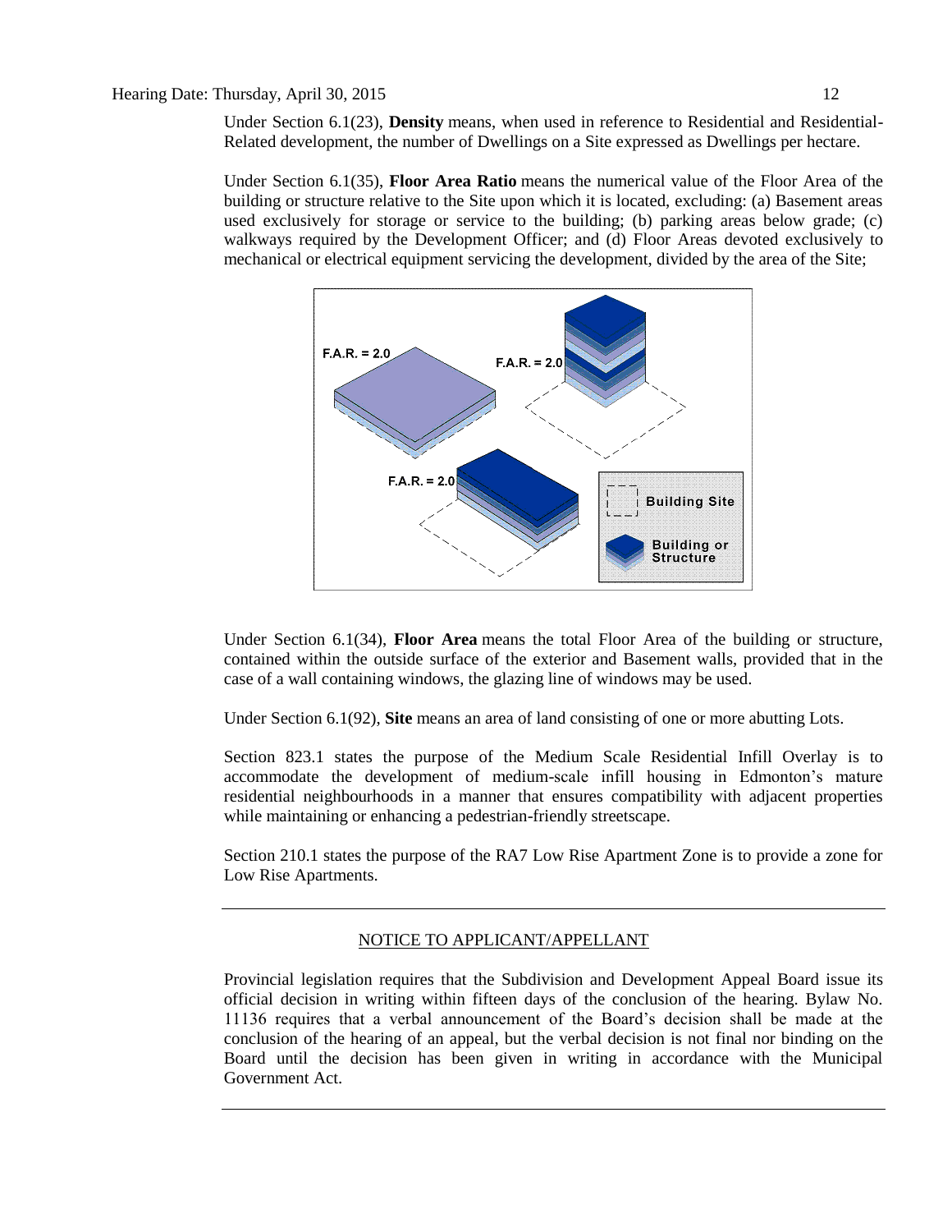Under Section 6.1(23), **Density** means, when used in reference to Residential and Residential-Related development, the number of Dwellings on a Site expressed as Dwellings per hectare.

Under Section 6.1(35), **Floor Area Ratio** means the numerical value of the Floor Area of the building or structure relative to the Site upon which it is located, excluding: (a) Basement areas used exclusively for storage or service to the building; (b) parking areas below grade; (c) walkways required by the Development Officer; and (d) Floor Areas devoted exclusively to mechanical or electrical equipment servicing the development, divided by the area of the Site;

Under Section 6.1(34), **Floor Area** means the total Floor Area of the building or structure, contained within the outside surface of the exterior and Basement walls, provided that in the case of a wall containing windows, the glazing line of windows may be used.

Under Section 6.1(92), **Site** means an area of land consisting of one or more abutting Lots.

Section 823.1 states the purpose of the Medium Scale Residential Infill Overlay is to accommodate the development of medium-scale infill housing in Edmonton's mature residential neighbourhoods in a manner that ensures compatibility with adjacent properties while maintaining or enhancing a pedestrian-friendly streetscape.

Section 210.1 states the purpose of the RA7 Low Rise Apartment Zone is to provide a zone for Low Rise Apartments.

---

NOTICE TO APPLICANT/APPELLANT

Provincial legislation requires that the Subdivision and Development Appeal Board issue its official decision in writing within fifteen days of the conclusion of the hearing. Bylaw No. 11136 requires that a verbal announcement of the Board's decision shall be made at the conclusion of the hearing of an appeal, but the verbal decision is not final nor binding on the Board until the decision has been given in writing in accordance with the Municipal Government Act.

---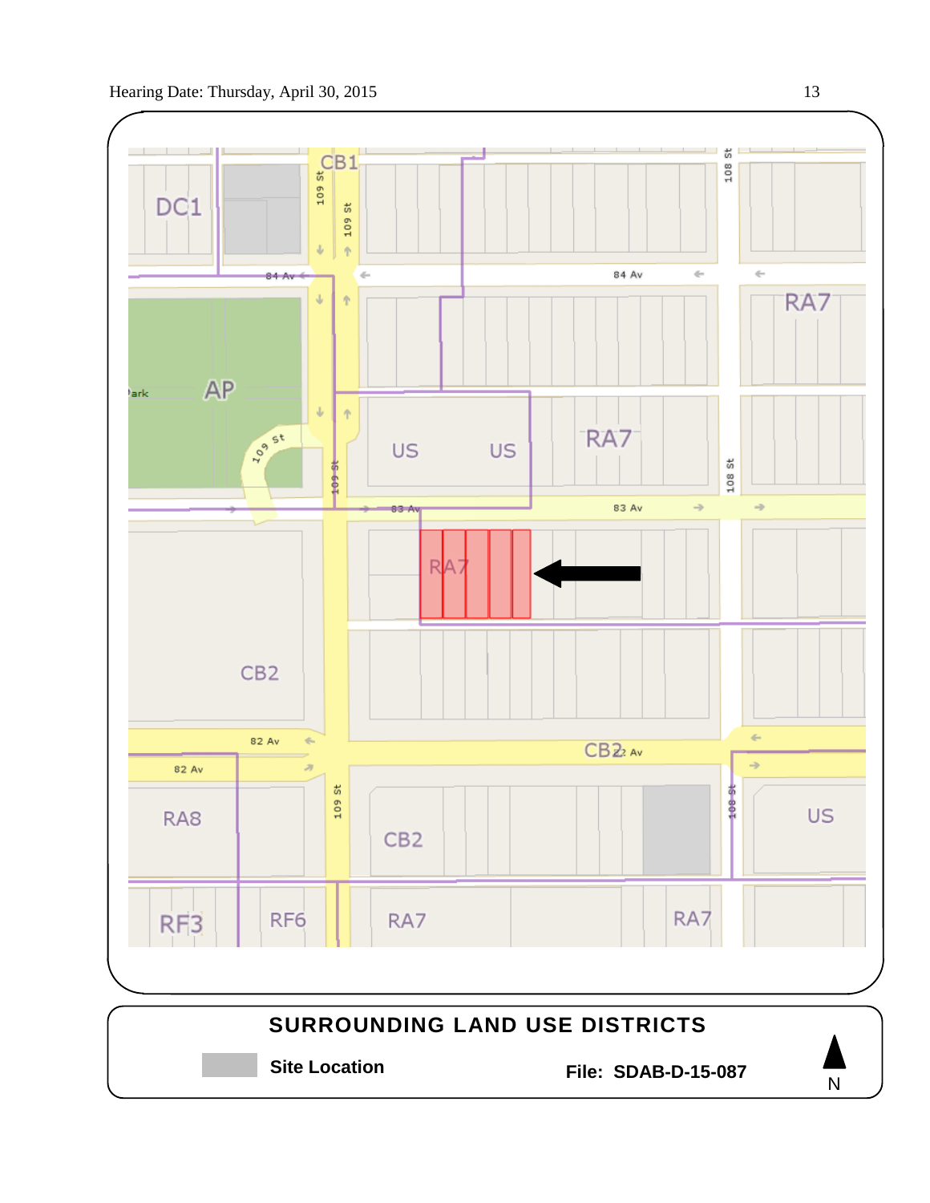Hearing Date: Thursday, April 30, 2015

DC1 | CB1 | AP | US | US | RA7 | RA7 | RA7 | CB2 | CB2 | RA8 | CB2 | US | RF3 | RF6 | RA7 | RA7

109 St | 108 St | 84 Av | 83 Av | 82 Av | Park

**SURROUNDING LAND USE DISTRICTS**

**Site Location**

**File: SDAB-D-15-087**

N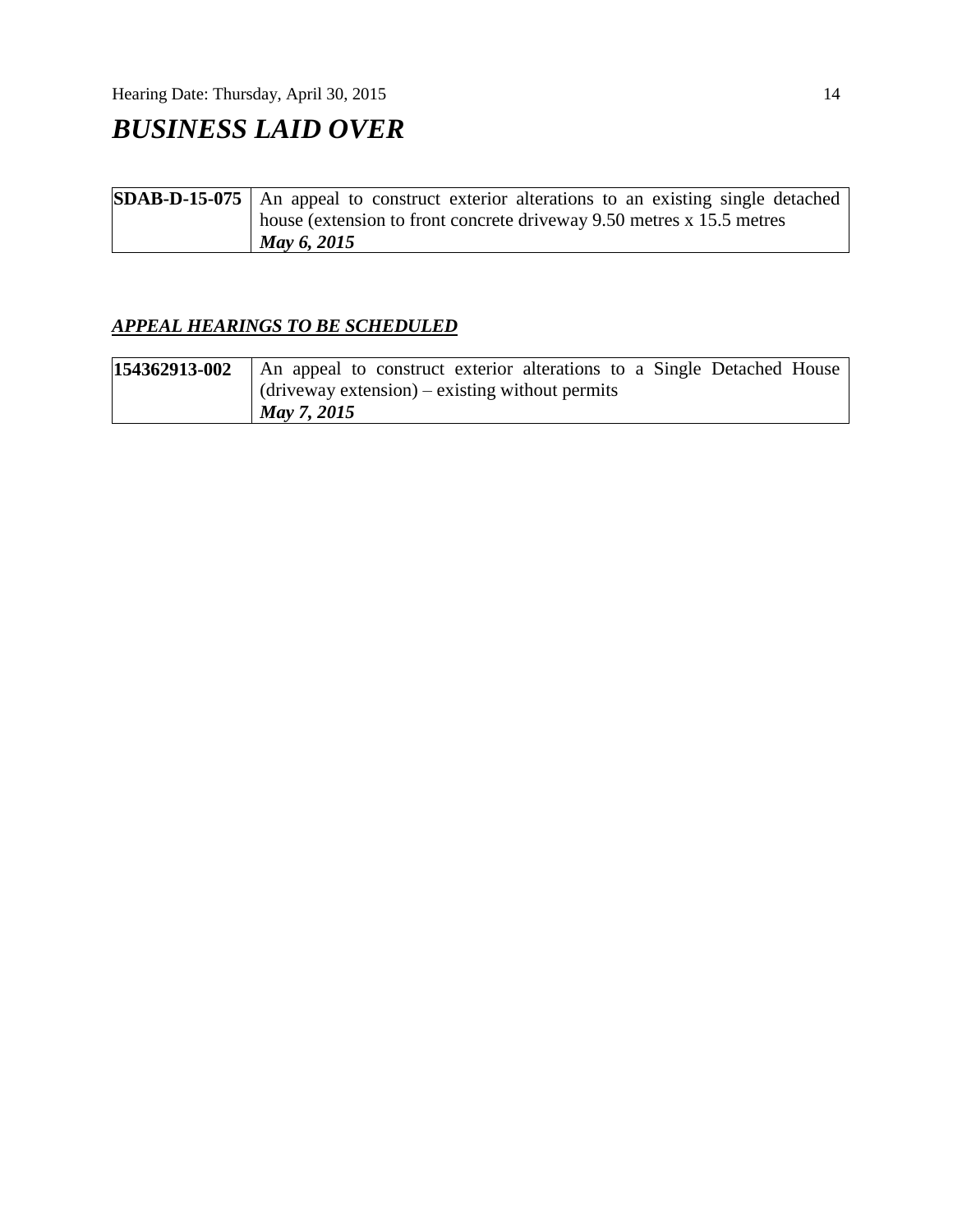# *BUSINESS LAID OVER*

| | |
|---|---|
| **SDAB-D-15-075** | An appeal to construct exterior alterations to an existing single detached house (extension to front concrete driveway 9.50 metres x 15.5 metres<br>***May 6, 2015*** |

## ***APPEAL HEARINGS TO BE SCHEDULED***

| | |
|---|---|
| **154362913-002** | An appeal to construct exterior alterations to a Single Detached House (driveway extension) – existing without permits<br>***May 7, 2015*** |